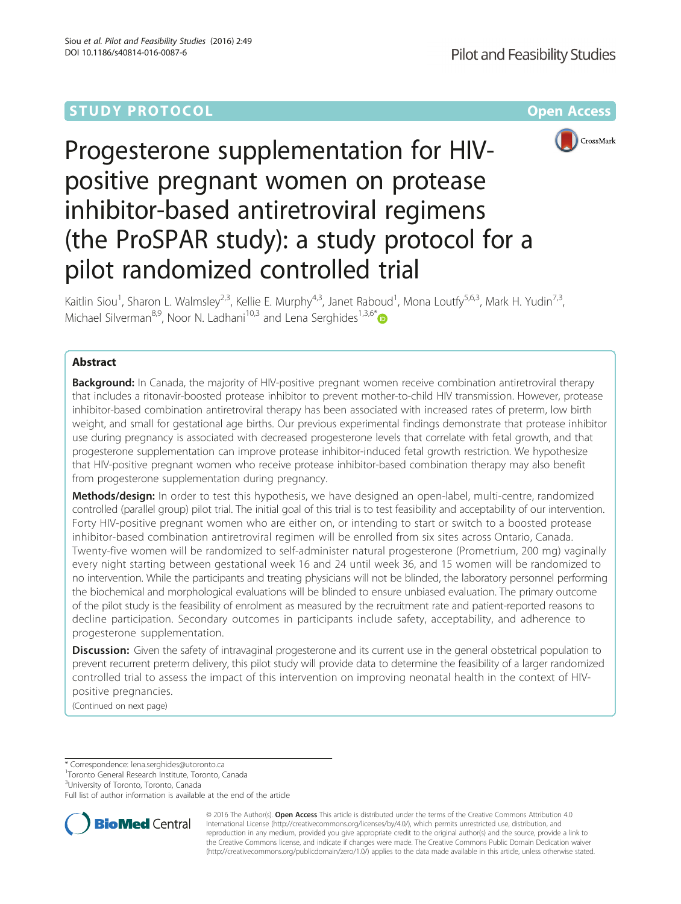STUDY PROTOCOL

Open Access

# Progesterone supplementation for HIV-positive pregnant women on protease inhibitor-based antiretroviral regimens (the ProSPAR study): a study protocol for a pilot randomized controlled trial

Kaitlin Siou[1], Sharon L. Walmsley[2,3], Kellie E. Murphy[4,3], Janet Raboud[1], Mona Loutfy[5,6,3], Mark H. Yudin[7,3], Michael Silverman[8,9], Noor N. Ladhani[10,3] and Lena Serghides[1,3,6*]

## Abstract

**Background:** In Canada, the majority of HIV-positive pregnant women receive combination antiretroviral therapy that includes a ritonavir-boosted protease inhibitor to prevent mother-to-child HIV transmission. However, protease inhibitor-based combination antiretroviral therapy has been associated with increased rates of preterm, low birth weight, and small for gestational age births. Our previous experimental findings demonstrate that protease inhibitor use during pregnancy is associated with decreased progesterone levels that correlate with fetal growth, and that progesterone supplementation can improve protease inhibitor-induced fetal growth restriction. We hypothesize that HIV-positive pregnant women who receive protease inhibitor-based combination therapy may also benefit from progesterone supplementation during pregnancy.

**Methods/design:** In order to test this hypothesis, we have designed an open-label, multi-centre, randomized controlled (parallel group) pilot trial. The initial goal of this trial is to test feasibility and acceptability of our intervention. Forty HIV-positive pregnant women who are either on, or intending to start or switch to a boosted protease inhibitor-based combination antiretroviral regimen will be enrolled from six sites across Ontario, Canada. Twenty-five women will be randomized to self-administer natural progesterone (Prometrium, 200 mg) vaginally every night starting between gestational week 16 and 24 until week 36, and 15 women will be randomized to no intervention. While the participants and treating physicians will not be blinded, the laboratory personnel performing the biochemical and morphological evaluations will be blinded to ensure unbiased evaluation. The primary outcome of the pilot study is the feasibility of enrolment as measured by the recruitment rate and patient-reported reasons to decline participation. Secondary outcomes in participants include safety, acceptability, and adherence to progesterone supplementation.

**Discussion:** Given the safety of intravaginal progesterone and its current use in the general obstetrical population to prevent recurrent preterm delivery, this pilot study will provide data to determine the feasibility of a larger randomized controlled trial to assess the impact of this intervention on improving neonatal health in the context of HIV-positive pregnancies.

(Continued on next page)

\* Correspondence: lena.serghides@utoronto.ca
[1]Toronto General Research Institute, Toronto, Canada
[3]University of Toronto, Toronto, Canada
Full list of author information is available at the end of the article

© 2016 The Author(s). **Open Access** This article is distributed under the terms of the Creative Commons Attribution 4.0 International License (http://creativecommons.org/licenses/by/4.0/), which permits unrestricted use, distribution, and reproduction in any medium, provided you give appropriate credit to the original author(s) and the source, provide a link to the Creative Commons license, and indicate if changes were made. The Creative Commons Public Domain Dedication waiver (http://creativecommons.org/publicdomain/zero/1.0/) applies to the data made available in this article, unless otherwise stated.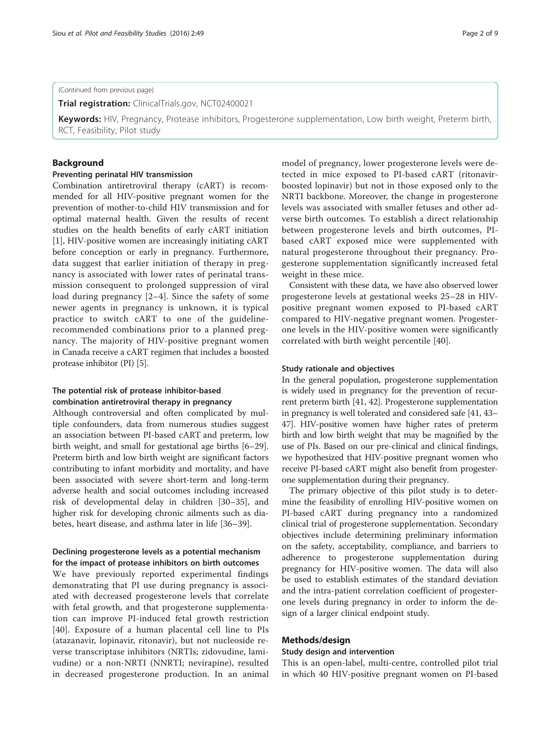(Continued from previous page)

**Trial registration:** ClinicalTrials.gov, NCT02400021

**Keywords:** HIV, Pregnancy, Protease inhibitors, Progesterone supplementation, Low birth weight, Preterm birth, RCT, Feasibility, Pilot study

## Background

### Preventing perinatal HIV transmission

Combination antiretroviral therapy (cART) is recommended for all HIV-positive pregnant women for the prevention of mother-to-child HIV transmission and for optimal maternal health. Given the results of recent studies on the health benefits of early cART initiation [1], HIV-positive women are increasingly initiating cART before conception or early in pregnancy. Furthermore, data suggest that earlier initiation of therapy in pregnancy is associated with lower rates of perinatal transmission consequent to prolonged suppression of viral load during pregnancy [2–4]. Since the safety of some newer agents in pregnancy is unknown, it is typical practice to switch cART to one of the guideline-recommended combinations prior to a planned pregnancy. The majority of HIV-positive pregnant women in Canada receive a cART regimen that includes a boosted protease inhibitor (PI) [5].

### The potential risk of protease inhibitor-based combination antiretroviral therapy in pregnancy

Although controversial and often complicated by multiple confounders, data from numerous studies suggest an association between PI-based cART and preterm, low birth weight, and small for gestational age births [6–29]. Preterm birth and low birth weight are significant factors contributing to infant morbidity and mortality, and have been associated with severe short-term and long-term adverse health and social outcomes including increased risk of developmental delay in children [30–35], and higher risk for developing chronic ailments such as diabetes, heart disease, and asthma later in life [36–39].

### Declining progesterone levels as a potential mechanism for the impact of protease inhibitors on birth outcomes

We have previously reported experimental findings demonstrating that PI use during pregnancy is associated with decreased progesterone levels that correlate with fetal growth, and that progesterone supplementation can improve PI-induced fetal growth restriction [40]. Exposure of a human placental cell line to PIs (atazanavir, lopinavir, ritonavir), but not nucleoside reverse transcriptase inhibitors (NRTIs; zidovudine, lamivudine) or a non-NRTI (NNRTI; nevirapine), resulted in decreased progesterone production. In an animal model of pregnancy, lower progesterone levels were detected in mice exposed to PI-based cART (ritonavir-boosted lopinavir) but not in those exposed only to the NRTI backbone. Moreover, the change in progesterone levels was associated with smaller fetuses and other adverse birth outcomes. To establish a direct relationship between progesterone levels and birth outcomes, PI-based cART exposed mice were supplemented with natural progesterone throughout their pregnancy. Progesterone supplementation significantly increased fetal weight in these mice.

Consistent with these data, we have also observed lower progesterone levels at gestational weeks 25–28 in HIV-positive pregnant women exposed to PI-based cART compared to HIV-negative pregnant women. Progesterone levels in the HIV-positive women were significantly correlated with birth weight percentile [40].

### Study rationale and objectives

In the general population, progesterone supplementation is widely used in pregnancy for the prevention of recurrent preterm birth [41, 42]. Progesterone supplementation in pregnancy is well tolerated and considered safe [41, 43–47]. HIV-positive women have higher rates of preterm birth and low birth weight that may be magnified by the use of PIs. Based on our pre-clinical and clinical findings, we hypothesized that HIV-positive pregnant women who receive PI-based cART might also benefit from progesterone supplementation during their pregnancy.

The primary objective of this pilot study is to determine the feasibility of enrolling HIV-positive women on PI-based cART during pregnancy into a randomized clinical trial of progesterone supplementation. Secondary objectives include determining preliminary information on the safety, acceptability, compliance, and barriers to adherence to progesterone supplementation during pregnancy for HIV-positive women. The data will also be used to establish estimates of the standard deviation and the intra-patient correlation coefficient of progesterone levels during pregnancy in order to inform the design of a larger clinical endpoint study.

## Methods/design

### Study design and intervention

This is an open-label, multi-centre, controlled pilot trial in which 40 HIV-positive pregnant women on PI-based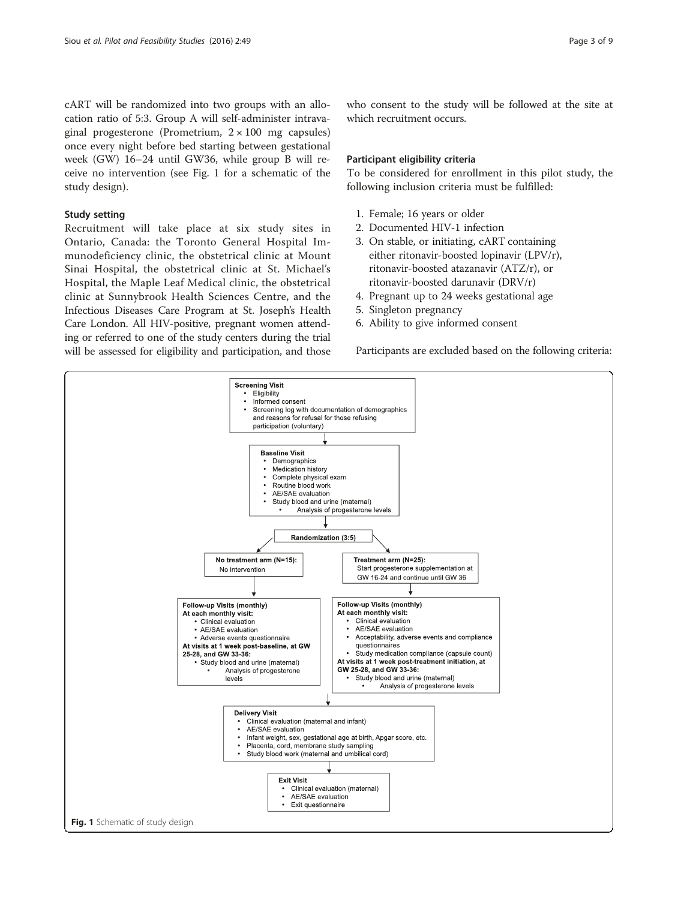cART will be randomized into two groups with an allocation ratio of 5:3. Group A will self-administer intravaginal progesterone (Prometrium, 2 × 100 mg capsules) once every night before bed starting between gestational week (GW) 16–24 until GW36, while group B will receive no intervention (see Fig. 1 for a schematic of the study design).

### Study setting

Recruitment will take place at six study sites in Ontario, Canada: the Toronto General Hospital Immunodeficiency clinic, the obstetrical clinic at Mount Sinai Hospital, the obstetrical clinic at St. Michael's Hospital, the Maple Leaf Medical clinic, the obstetrical clinic at Sunnybrook Health Sciences Centre, and the Infectious Diseases Care Program at St. Joseph's Health Care London. All HIV-positive, pregnant women attending or referred to one of the study centers during the trial will be assessed for eligibility and participation, and those who consent to the study will be followed at the site at which recruitment occurs.

### Participant eligibility criteria

To be considered for enrollment in this pilot study, the following inclusion criteria must be fulfilled:

1. Female; 16 years or older
2. Documented HIV-1 infection
3. On stable, or initiating, cART containing either ritonavir-boosted lopinavir (LPV/r), ritonavir-boosted atazanavir (ATZ/r), or ritonavir-boosted darunavir (DRV/r)
4. Pregnant up to 24 weeks gestational age
5. Singleton pregnancy
6. Ability to give informed consent

Participants are excluded based on the following criteria:

**Screening Visit**
- Eligibility
- Informed consent
- Screening log with documentation of demographics and reasons for refusal for those refusing participation (voluntary)

**Baseline Visit**
- Demographics
- Medication history
- Complete physical exam
- Routine blood work
- AE/SAE evaluation
- Study blood and urine (maternal)
  - Analysis of progesterone levels

**Randomization (3:5)**

**No treatment arm (N=15):** No intervention

**Treatment arm (N=25):** Start progesterone supplementation at GW 16-24 and continue until GW 36

**Follow-up Visits (monthly)** (No treatment arm)
**At each monthly visit:**
- Clinical evaluation
- AE/SAE evaluation
- Adverse events questionnaire

**At visits at 1 week post-baseline, at GW 25-28, and GW 33-36:**
- Study blood and urine (maternal)
  - Analysis of progesterone levels

**Follow-up Visits (monthly)** (Treatment arm)
**At each monthly visit:**
- Clinical evaluation
- AE/SAE evaluation
- Acceptability, adverse events and compliance questionnaires
- Study medication compliance (capsule count)

**At visits at 1 week post-treatment initiation, at GW 25-28, and GW 33-36:**
- Study blood and urine (maternal)
  - Analysis of progesterone levels

**Delivery Visit**
- Clinical evaluation (maternal and infant)
- AE/SAE evaluation
- Infant weight, sex, gestational age at birth, Apgar score, etc.
- Placenta, cord, membrane study sampling
- Study blood work (maternal and umbilical cord)

**Exit Visit**
- Clinical evaluation (maternal)
- AE/SAE evaluation
- Exit questionnaire

**Fig. 1** Schematic of study design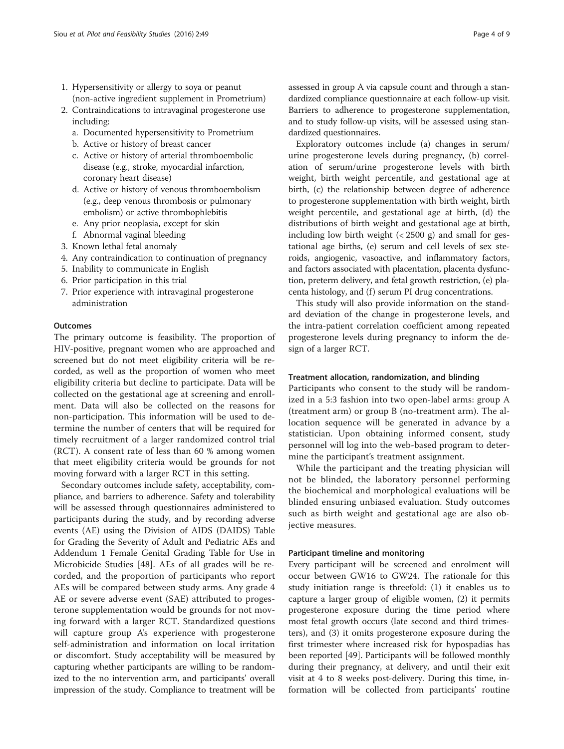1. Hypersensitivity or allergy to soya or peanut (non-active ingredient supplement in Prometrium)
2. Contraindications to intravaginal progesterone use including:
   a. Documented hypersensitivity to Prometrium
   b. Active or history of breast cancer
   c. Active or history of arterial thromboembolic disease (e.g., stroke, myocardial infarction, coronary heart disease)
   d. Active or history of venous thromboembolism (e.g., deep venous thrombosis or pulmonary embolism) or active thrombophlebitis
   e. Any prior neoplasia, except for skin
   f. Abnormal vaginal bleeding
3. Known lethal fetal anomaly
4. Any contraindication to continuation of pregnancy
5. Inability to communicate in English
6. Prior participation in this trial
7. Prior experience with intravaginal progesterone administration

### Outcomes

The primary outcome is feasibility. The proportion of HIV-positive, pregnant women who are approached and screened but do not meet eligibility criteria will be recorded, as well as the proportion of women who meet eligibility criteria but decline to participate. Data will be collected on the gestational age at screening and enrollment. Data will also be collected on the reasons for non-participation. This information will be used to determine the number of centers that will be required for timely recruitment of a larger randomized control trial (RCT). A consent rate of less than 60 % among women that meet eligibility criteria would be grounds for not moving forward with a larger RCT in this setting.

Secondary outcomes include safety, acceptability, compliance, and barriers to adherence. Safety and tolerability will be assessed through questionnaires administered to participants during the study, and by recording adverse events (AE) using the Division of AIDS (DAIDS) Table for Grading the Severity of Adult and Pediatric AEs and Addendum 1 Female Genital Grading Table for Use in Microbicide Studies [48]. AEs of all grades will be recorded, and the proportion of participants who report AEs will be compared between study arms. Any grade 4 AE or severe adverse event (SAE) attributed to progesterone supplementation would be grounds for not moving forward with a larger RCT. Standardized questions will capture group A's experience with progesterone self-administration and information on local irritation or discomfort. Study acceptability will be measured by capturing whether participants are willing to be randomized to the no intervention arm, and participants' overall impression of the study. Compliance to treatment will be assessed in group A via capsule count and through a standardized compliance questionnaire at each follow-up visit. Barriers to adherence to progesterone supplementation, and to study follow-up visits, will be assessed using standardized questionnaires.

Exploratory outcomes include (a) changes in serum/urine progesterone levels during pregnancy, (b) correlation of serum/urine progesterone levels with birth weight, birth weight percentile, and gestational age at birth, (c) the relationship between degree of adherence to progesterone supplementation with birth weight, birth weight percentile, and gestational age at birth, (d) the distributions of birth weight and gestational age at birth, including low birth weight (< 2500 g) and small for gestational age births, (e) serum and cell levels of sex steroids, angiogenic, vasoactive, and inflammatory factors, and factors associated with placentation, placenta dysfunction, preterm delivery, and fetal growth restriction, (e) placenta histology, and (f) serum PI drug concentrations.

This study will also provide information on the standard deviation of the change in progesterone levels, and the intra-patient correlation coefficient among repeated progesterone levels during pregnancy to inform the design of a larger RCT.

### Treatment allocation, randomization, and blinding

Participants who consent to the study will be randomized in a 5:3 fashion into two open-label arms: group A (treatment arm) or group B (no-treatment arm). The allocation sequence will be generated in advance by a statistician. Upon obtaining informed consent, study personnel will log into the web-based program to determine the participant's treatment assignment.

While the participant and the treating physician will not be blinded, the laboratory personnel performing the biochemical and morphological evaluations will be blinded ensuring unbiased evaluation. Study outcomes such as birth weight and gestational age are also objective measures.

### Participant timeline and monitoring

Every participant will be screened and enrolment will occur between GW16 to GW24. The rationale for this study initiation range is threefold: (1) it enables us to capture a larger group of eligible women, (2) it permits progesterone exposure during the time period where most fetal growth occurs (late second and third trimesters), and (3) it omits progesterone exposure during the first trimester where increased risk for hypospadias has been reported [49]. Participants will be followed monthly during their pregnancy, at delivery, and until their exit visit at 4 to 8 weeks post-delivery. During this time, information will be collected from participants' routine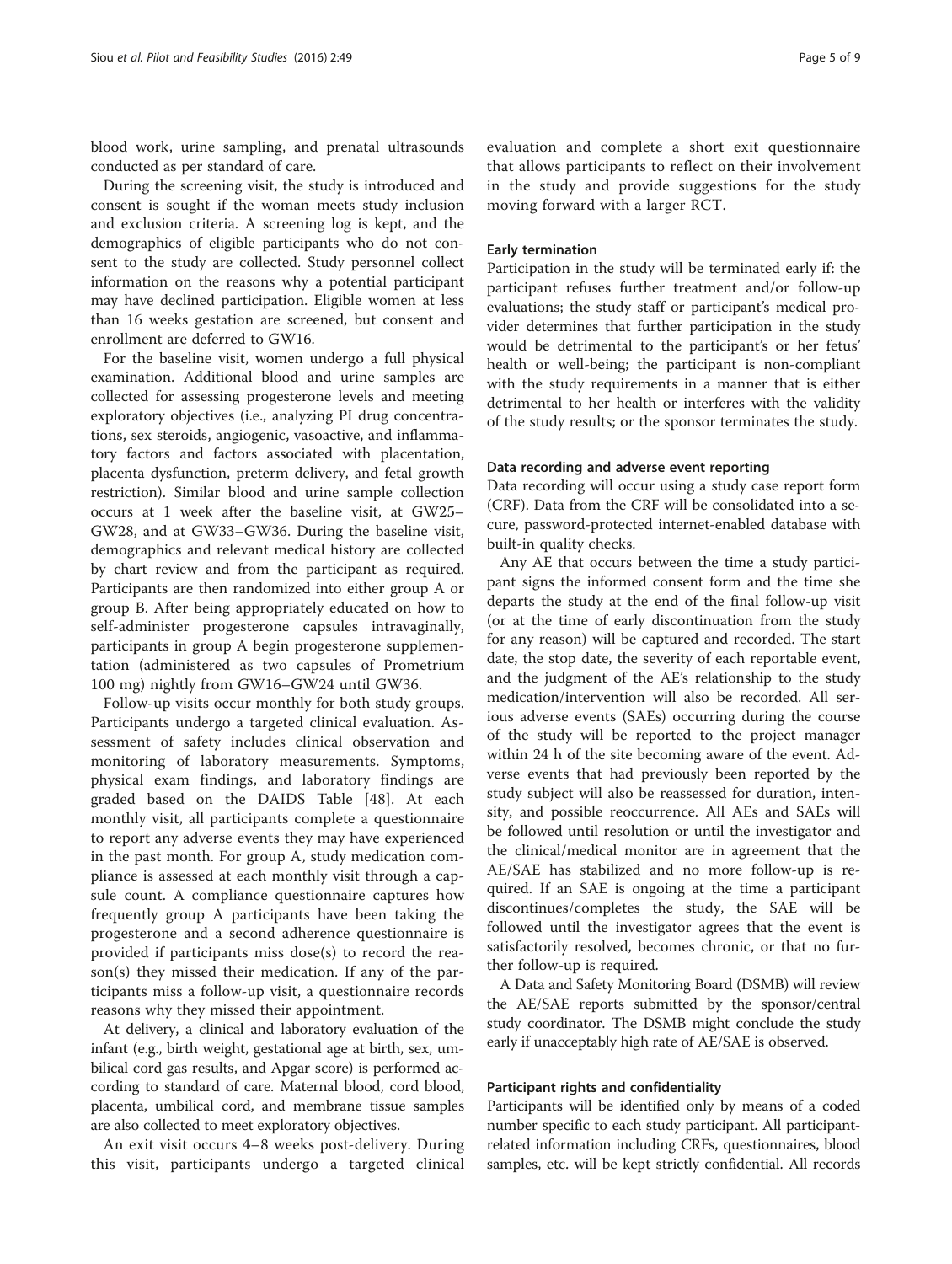blood work, urine sampling, and prenatal ultrasounds conducted as per standard of care.

During the screening visit, the study is introduced and consent is sought if the woman meets study inclusion and exclusion criteria. A screening log is kept, and the demographics of eligible participants who do not consent to the study are collected. Study personnel collect information on the reasons why a potential participant may have declined participation. Eligible women at less than 16 weeks gestation are screened, but consent and enrollment are deferred to GW16.

For the baseline visit, women undergo a full physical examination. Additional blood and urine samples are collected for assessing progesterone levels and meeting exploratory objectives (i.e., analyzing PI drug concentrations, sex steroids, angiogenic, vasoactive, and inflammatory factors and factors associated with placentation, placenta dysfunction, preterm delivery, and fetal growth restriction). Similar blood and urine sample collection occurs at 1 week after the baseline visit, at GW25–GW28, and at GW33–GW36. During the baseline visit, demographics and relevant medical history are collected by chart review and from the participant as required. Participants are then randomized into either group A or group B. After being appropriately educated on how to self-administer progesterone capsules intravaginally, participants in group A begin progesterone supplementation (administered as two capsules of Prometrium 100 mg) nightly from GW16–GW24 until GW36.

Follow-up visits occur monthly for both study groups. Participants undergo a targeted clinical evaluation. Assessment of safety includes clinical observation and monitoring of laboratory measurements. Symptoms, physical exam findings, and laboratory findings are graded based on the DAIDS Table [48]. At each monthly visit, all participants complete a questionnaire to report any adverse events they may have experienced in the past month. For group A, study medication compliance is assessed at each monthly visit through a capsule count. A compliance questionnaire captures how frequently group A participants have been taking the progesterone and a second adherence questionnaire is provided if participants miss dose(s) to record the reason(s) they missed their medication. If any of the participants miss a follow-up visit, a questionnaire records reasons why they missed their appointment.

At delivery, a clinical and laboratory evaluation of the infant (e.g., birth weight, gestational age at birth, sex, umbilical cord gas results, and Apgar score) is performed according to standard of care. Maternal blood, cord blood, placenta, umbilical cord, and membrane tissue samples are also collected to meet exploratory objectives.

An exit visit occurs 4–8 weeks post-delivery. During this visit, participants undergo a targeted clinical evaluation and complete a short exit questionnaire that allows participants to reflect on their involvement in the study and provide suggestions for the study moving forward with a larger RCT.

#### Early termination

Participation in the study will be terminated early if: the participant refuses further treatment and/or follow-up evaluations; the study staff or participant's medical provider determines that further participation in the study would be detrimental to the participant's or her fetus' health or well-being; the participant is non-compliant with the study requirements in a manner that is either detrimental to her health or interferes with the validity of the study results; or the sponsor terminates the study.

### Data recording and adverse event reporting

Data recording will occur using a study case report form (CRF). Data from the CRF will be consolidated into a secure, password-protected internet-enabled database with built-in quality checks.

Any AE that occurs between the time a study participant signs the informed consent form and the time she departs the study at the end of the final follow-up visit (or at the time of early discontinuation from the study for any reason) will be captured and recorded. The start date, the stop date, the severity of each reportable event, and the judgment of the AE's relationship to the study medication/intervention will also be recorded. All serious adverse events (SAEs) occurring during the course of the study will be reported to the project manager within 24 h of the site becoming aware of the event. Adverse events that had previously been reported by the study subject will also be reassessed for duration, intensity, and possible reoccurrence. All AEs and SAEs will be followed until resolution or until the investigator and the clinical/medical monitor are in agreement that the AE/SAE has stabilized and no more follow-up is required. If an SAE is ongoing at the time a participant discontinues/completes the study, the SAE will be followed until the investigator agrees that the event is satisfactorily resolved, becomes chronic, or that no further follow-up is required.

A Data and Safety Monitoring Board (DSMB) will review the AE/SAE reports submitted by the sponsor/central study coordinator. The DSMB might conclude the study early if unacceptably high rate of AE/SAE is observed.

### Participant rights and confidentiality

Participants will be identified only by means of a coded number specific to each study participant. All participant-related information including CRFs, questionnaires, blood samples, etc. will be kept strictly confidential. All records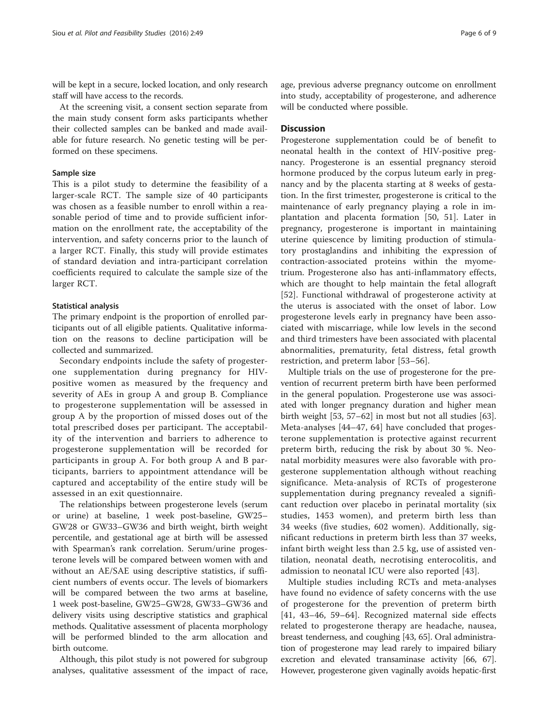will be kept in a secure, locked location, and only research staff will have access to the records.

At the screening visit, a consent section separate from the main study consent form asks participants whether their collected samples can be banked and made available for future research. No genetic testing will be performed on these specimens.

### Sample size

This is a pilot study to determine the feasibility of a larger-scale RCT. The sample size of 40 participants was chosen as a feasible number to enroll within a reasonable period of time and to provide sufficient information on the enrollment rate, the acceptability of the intervention, and safety concerns prior to the launch of a larger RCT. Finally, this study will provide estimates of standard deviation and intra-participant correlation coefficients required to calculate the sample size of the larger RCT.

### Statistical analysis

The primary endpoint is the proportion of enrolled participants out of all eligible patients. Qualitative information on the reasons to decline participation will be collected and summarized.

Secondary endpoints include the safety of progesterone supplementation during pregnancy for HIV-positive women as measured by the frequency and severity of AEs in group A and group B. Compliance to progesterone supplementation will be assessed in group A by the proportion of missed doses out of the total prescribed doses per participant. The acceptability of the intervention and barriers to adherence to progesterone supplementation will be recorded for participants in group A. For both group A and B participants, barriers to appointment attendance will be captured and acceptability of the entire study will be assessed in an exit questionnaire.

The relationships between progesterone levels (serum or urine) at baseline, 1 week post-baseline, GW25–GW28 or GW33–GW36 and birth weight, birth weight percentile, and gestational age at birth will be assessed with Spearman's rank correlation. Serum/urine progesterone levels will be compared between women with and without an AE/SAE using descriptive statistics, if sufficient numbers of events occur. The levels of biomarkers will be compared between the two arms at baseline, 1 week post-baseline, GW25–GW28, GW33–GW36 and delivery visits using descriptive statistics and graphical methods. Qualitative assessment of placenta morphology will be performed blinded to the arm allocation and birth outcome.

Although, this pilot study is not powered for subgroup analyses, qualitative assessment of the impact of race, age, previous adverse pregnancy outcome on enrollment into study, acceptability of progesterone, and adherence will be conducted where possible.

## Discussion

Progesterone supplementation could be of benefit to neonatal health in the context of HIV-positive pregnancy. Progesterone is an essential pregnancy steroid hormone produced by the corpus luteum early in pregnancy and by the placenta starting at 8 weeks of gestation. In the first trimester, progesterone is critical to the maintenance of early pregnancy playing a role in implantation and placenta formation [50, 51]. Later in pregnancy, progesterone is important in maintaining uterine quiescence by limiting production of stimulatory prostaglandins and inhibiting the expression of contraction-associated proteins within the myometrium. Progesterone also has anti-inflammatory effects, which are thought to help maintain the fetal allograft [52]. Functional withdrawal of progesterone activity at the uterus is associated with the onset of labor. Low progesterone levels early in pregnancy have been associated with miscarriage, while low levels in the second and third trimesters have been associated with placental abnormalities, prematurity, fetal distress, fetal growth restriction, and preterm labor [53–56].

Multiple trials on the use of progesterone for the prevention of recurrent preterm birth have been performed in the general population. Progesterone use was associated with longer pregnancy duration and higher mean birth weight [53, 57–62] in most but not all studies [63]. Meta-analyses [44–47, 64] have concluded that progesterone supplementation is protective against recurrent preterm birth, reducing the risk by about 30 %. Neonatal morbidity measures were also favorable with progesterone supplementation although without reaching significance. Meta-analysis of RCTs of progesterone supplementation during pregnancy revealed a significant reduction over placebo in perinatal mortality (six studies, 1453 women), and preterm birth less than 34 weeks (five studies, 602 women). Additionally, significant reductions in preterm birth less than 37 weeks, infant birth weight less than 2.5 kg, use of assisted ventilation, neonatal death, necrotising enterocolitis, and admission to neonatal ICU were also reported [43].

Multiple studies including RCTs and meta-analyses have found no evidence of safety concerns with the use of progesterone for the prevention of preterm birth [41, 43–46, 59–64]. Recognized maternal side effects related to progesterone therapy are headache, nausea, breast tenderness, and coughing [43, 65]. Oral administration of progesterone may lead rarely to impaired biliary excretion and elevated transaminase activity [66, 67]. However, progesterone given vaginally avoids hepatic-first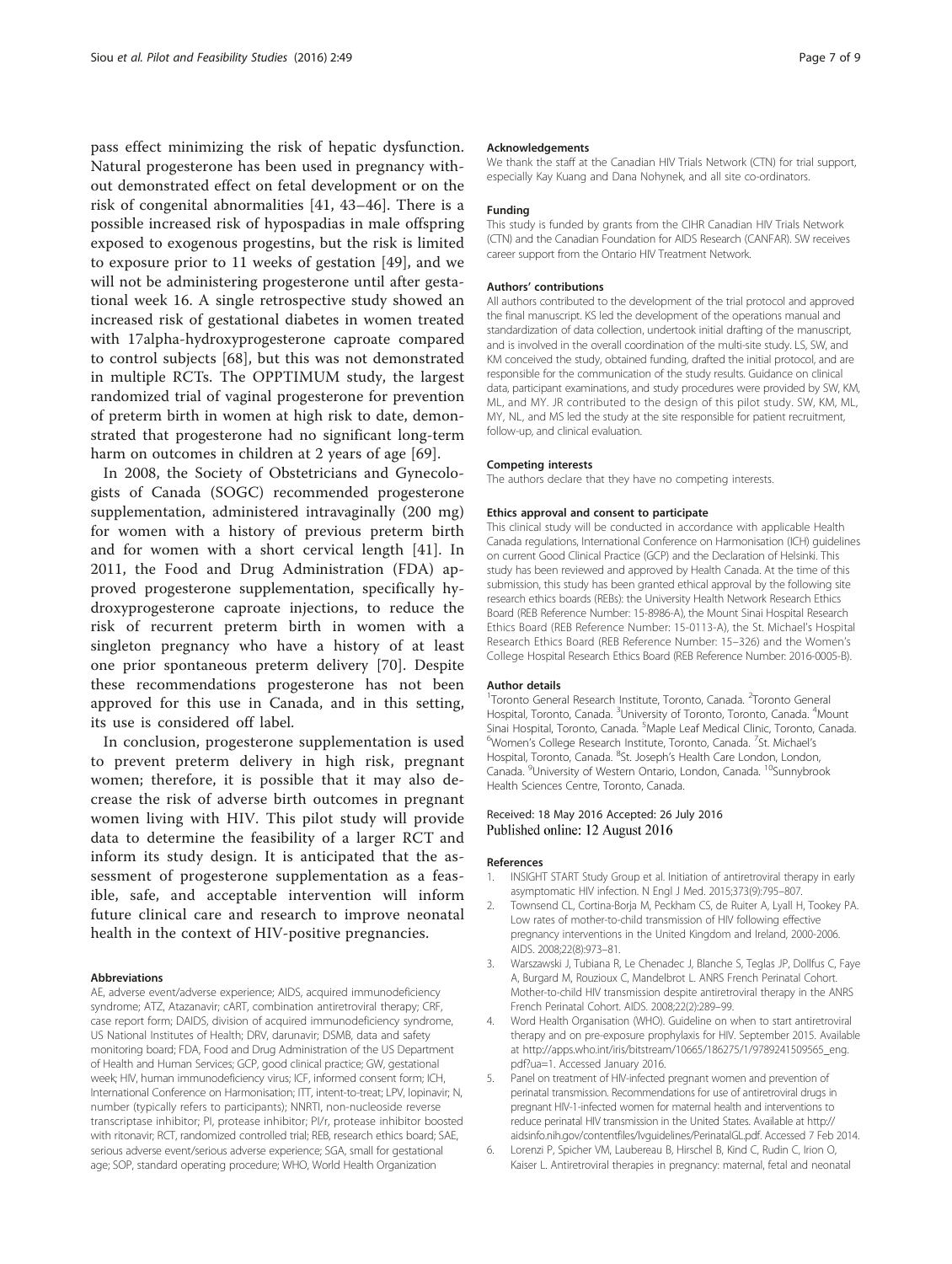pass effect minimizing the risk of hepatic dysfunction. Natural progesterone has been used in pregnancy without demonstrated effect on fetal development or on the risk of congenital abnormalities [41, 43–46]. There is a possible increased risk of hypospadias in male offspring exposed to exogenous progestins, but the risk is limited to exposure prior to 11 weeks of gestation [49], and we will not be administering progesterone until after gestational week 16. A single retrospective study showed an increased risk of gestational diabetes in women treated with 17alpha-hydroxyprogesterone caproate compared to control subjects [68], but this was not demonstrated in multiple RCTs. The OPPTIMUM study, the largest randomized trial of vaginal progesterone for prevention of preterm birth in women at high risk to date, demonstrated that progesterone had no significant long-term harm on outcomes in children at 2 years of age [69].

In 2008, the Society of Obstetricians and Gynecologists of Canada (SOGC) recommended progesterone supplementation, administered intravaginally (200 mg) for women with a history of previous preterm birth and for women with a short cervical length [41]. In 2011, the Food and Drug Administration (FDA) approved progesterone supplementation, specifically hydroxyprogesterone caproate injections, to reduce the risk of recurrent preterm birth in women with a singleton pregnancy who have a history of at least one prior spontaneous preterm delivery [70]. Despite these recommendations progesterone has not been approved for this use in Canada, and in this setting, its use is considered off label.

In conclusion, progesterone supplementation is used to prevent preterm delivery in high risk, pregnant women; therefore, it is possible that it may also decrease the risk of adverse birth outcomes in pregnant women living with HIV. This pilot study will provide data to determine the feasibility of a larger RCT and inform its study design. It is anticipated that the assessment of progesterone supplementation as a feasible, safe, and acceptable intervention will inform future clinical care and research to improve neonatal health in the context of HIV-positive pregnancies.

#### Abbreviations

AE, adverse event/adverse experience; AIDS, acquired immunodeficiency syndrome; ATZ, Atazanavir; cART, combination antiretroviral therapy; CRF, case report form; DAIDS, division of acquired immunodeficiency syndrome, US National Institutes of Health; DRV, darunavir; DSMB, data and safety monitoring board; FDA, Food and Drug Administration of the US Department of Health and Human Services; GCP, good clinical practice; GW, gestational week; HIV, human immunodeficiency virus; ICF, informed consent form; ICH, International Conference on Harmonisation; ITT, intent-to-treat; LPV, lopinavir; N, number (typically refers to participants); NNRTI, non-nucleoside reverse transcriptase inhibitor; PI, protease inhibitor; PI/r, protease inhibitor boosted with ritonavir; RCT, randomized controlled trial; REB, research ethics board; SAE, serious adverse event/serious adverse experience; SGA, small for gestational age; SOP, standard operating procedure; WHO, World Health Organization

#### Acknowledgements

We thank the staff at the Canadian HIV Trials Network (CTN) for trial support, especially Kay Kuang and Dana Nohynek, and all site co-ordinators.

#### Funding

This study is funded by grants from the CIHR Canadian HIV Trials Network (CTN) and the Canadian Foundation for AIDS Research (CANFAR). SW receives career support from the Ontario HIV Treatment Network.

#### Authors' contributions

All authors contributed to the development of the trial protocol and approved the final manuscript. KS led the development of the operations manual and standardization of data collection, undertook initial drafting of the manuscript, and is involved in the overall coordination of the multi-site study. LS, SW, and KM conceived the study, obtained funding, drafted the initial protocol, and are responsible for the communication of the study results. Guidance on clinical data, participant examinations, and study procedures were provided by SW, KM, ML, and MY. JR contributed to the design of this pilot study. SW, KM, ML, MY, NL, and MS led the study at the site responsible for patient recruitment, follow-up, and clinical evaluation.

#### Competing interests

The authors declare that they have no competing interests.

#### Ethics approval and consent to participate

This clinical study will be conducted in accordance with applicable Health Canada regulations, International Conference on Harmonisation (ICH) guidelines on current Good Clinical Practice (GCP) and the Declaration of Helsinki. This study has been reviewed and approved by Health Canada. At the time of this submission, this study has been granted ethical approval by the following site research ethics boards (REBs): the University Health Network Research Ethics Board (REB Reference Number: 15-8986-A), the Mount Sinai Hospital Research Ethics Board (REB Reference Number: 15-0113-A), the St. Michael's Hospital Research Ethics Board (REB Reference Number: 15–326) and the Women's College Hospital Research Ethics Board (REB Reference Number: 2016-0005-B).

#### Author details

[1]Toronto General Research Institute, Toronto, Canada. [2]Toronto General Hospital, Toronto, Canada. [3]University of Toronto, Toronto, Canada. [4]Mount Sinai Hospital, Toronto, Canada. [5]Maple Leaf Medical Clinic, Toronto, Canada. [6]Women's College Research Institute, Toronto, Canada. [7]St. Michael's Hospital, Toronto, Canada. [8]St. Joseph's Health Care London, London, Canada. [9]University of Western Ontario, London, Canada. [10]Sunnybrook Health Sciences Centre, Toronto, Canada.

Received: 18 May 2016 Accepted: 26 July 2016
Published online: 12 August 2016

#### References

1. INSIGHT START Study Group et al. Initiation of antiretroviral therapy in early asymptomatic HIV infection. N Engl J Med. 2015;373(9):795–807.
2. Townsend CL, Cortina-Borja M, Peckham CS, de Ruiter A, Lyall H, Tookey PA. Low rates of mother-to-child transmission of HIV following effective pregnancy interventions in the United Kingdom and Ireland, 2000-2006. AIDS. 2008;22(8):973–81.
3. Warszawski J, Tubiana R, Le Chenadec J, Blanche S, Teglas JP, Dollfus C, Faye A, Burgard M, Rouzioux C, Mandelbrot L. ANRS French Perinatal Cohort. Mother-to-child HIV transmission despite antiretroviral therapy in the ANRS French Perinatal Cohort. AIDS. 2008;22(2):289–99.
4. Word Health Organisation (WHO). Guideline on when to start antiretroviral therapy and on pre-exposure prophylaxis for HIV. September 2015. Available at http://apps.who.int/iris/bitstream/10665/186275/1/9789241509565_eng.pdf?ua=1. Accessed January 2016.
5. Panel on treatment of HIV-infected pregnant women and prevention of perinatal transmission. Recommendations for use of antiretroviral drugs in pregnant HIV-1-infected women for maternal health and interventions to reduce perinatal HIV transmission in the United States. Available at http://aidsinfo.nih.gov/contentfiles/lvguidelines/PerinatalGL.pdf. Accessed 7 Feb 2014.
6. Lorenzi P, Spicher VM, Laubereau B, Hirschel B, Kind C, Rudin C, Irion O, Kaiser L. Antiretroviral therapies in pregnancy: maternal, fetal and neonatal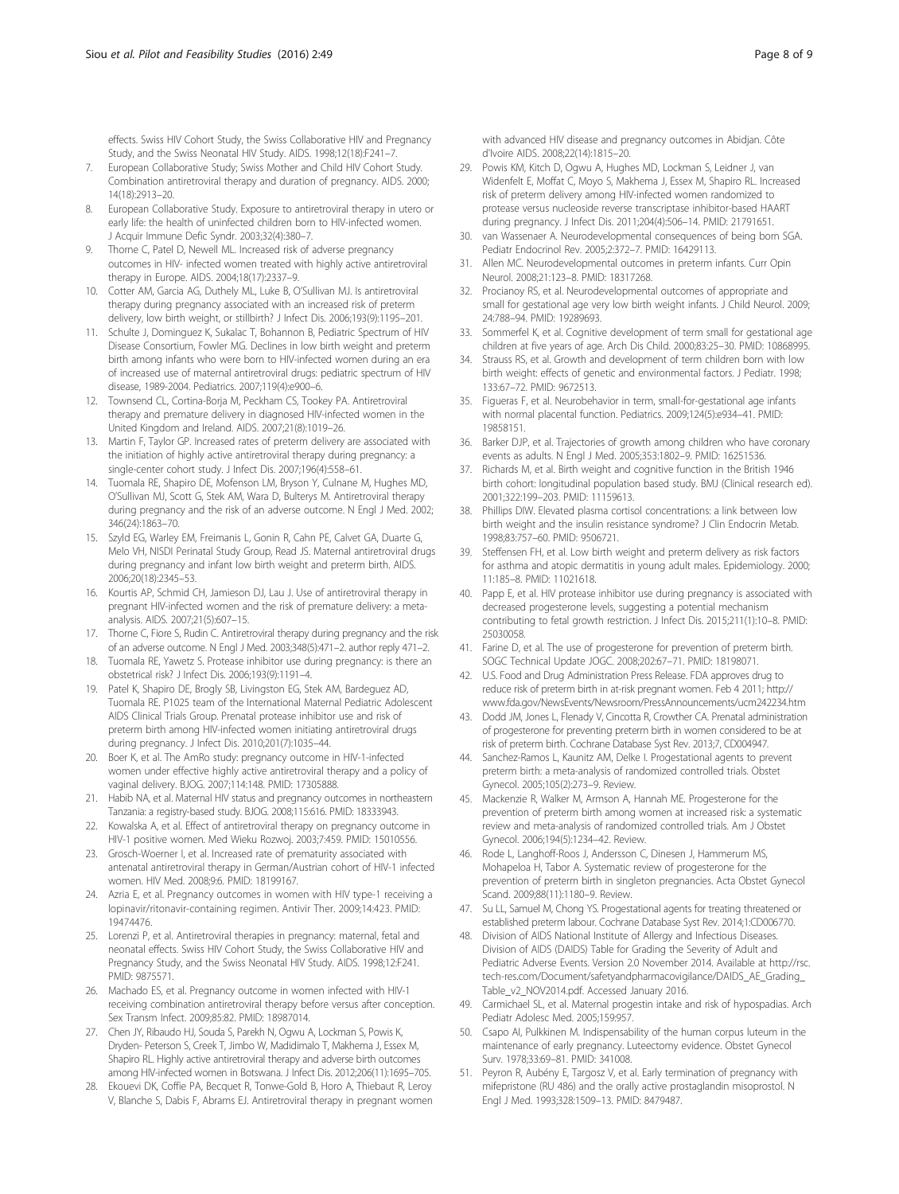effects. Swiss HIV Cohort Study, the Swiss Collaborative HIV and Pregnancy Study, and the Swiss Neonatal HIV Study. AIDS. 1998;12(18):F241–7.

7. European Collaborative Study; Swiss Mother and Child HIV Cohort Study. Combination antiretroviral therapy and duration of pregnancy. AIDS. 2000; 14(18):2913–20.
8. European Collaborative Study. Exposure to antiretroviral therapy in utero or early life: the health of uninfected children born to HIV-infected women. J Acquir Immune Defic Syndr. 2003;32(4):380–7.
9. Thorne C, Patel D, Newell ML. Increased risk of adverse pregnancy outcomes in HIV- infected women treated with highly active antiretroviral therapy in Europe. AIDS. 2004;18(17):2337–9.
10. Cotter AM, Garcia AG, Duthely ML, Luke B, O'Sullivan MJ. Is antiretroviral therapy during pregnancy associated with an increased risk of preterm delivery, low birth weight, or stillbirth? J Infect Dis. 2006;193(9):1195–201.
11. Schulte J, Dominguez K, Sukalac T, Bohannon B, Pediatric Spectrum of HIV Disease Consortium, Fowler MG. Declines in low birth weight and preterm birth among infants who were born to HIV-infected women during an era of increased use of maternal antiretroviral drugs: pediatric spectrum of HIV disease, 1989-2004. Pediatrics. 2007;119(4):e900–6.
12. Townsend CL, Cortina-Borja M, Peckham CS, Tookey PA. Antiretroviral therapy and premature delivery in diagnosed HIV-infected women in the United Kingdom and Ireland. AIDS. 2007;21(8):1019–26.
13. Martin F, Taylor GP. Increased rates of preterm delivery are associated with the initiation of highly active antiretroviral therapy during pregnancy: a single-center cohort study. J Infect Dis. 2007;196(4):558–61.
14. Tuomala RE, Shapiro DE, Mofenson LM, Bryson Y, Culnane M, Hughes MD, O'Sullivan MJ, Scott G, Stek AM, Wara D, Bulterys M. Antiretroviral therapy during pregnancy and the risk of an adverse outcome. N Engl J Med. 2002; 346(24):1863–70.
15. Szyld EG, Warley EM, Freimanis L, Gonin R, Cahn PE, Calvet GA, Duarte G, Melo VH, NISDI Perinatal Study Group, Read JS. Maternal antiretroviral drugs during pregnancy and infant low birth weight and preterm birth. AIDS. 2006;20(18):2345–53.
16. Kourtis AP, Schmid CH, Jamieson DJ, Lau J. Use of antiretroviral therapy in pregnant HIV-infected women and the risk of premature delivery: a meta-analysis. AIDS. 2007;21(5):607–15.
17. Thorne C, Fiore S, Rudin C. Antiretroviral therapy during pregnancy and the risk of an adverse outcome. N Engl J Med. 2003;348(5):471–2. author reply 471–2.
18. Tuomala RE, Yawetz S. Protease inhibitor use during pregnancy: is there an obstetrical risk? J Infect Dis. 2006;193(9):1191–4.
19. Patel K, Shapiro DE, Brogly SB, Livingston EG, Stek AM, Bardeguez AD, Tuomala RE. P1025 team of the International Maternal Pediatric Adolescent AIDS Clinical Trials Group. Prenatal protease inhibitor use and risk of preterm birth among HIV-infected women initiating antiretroviral drugs during pregnancy. J Infect Dis. 2010;201(7):1035–44.
20. Boer K, et al. The AmRo study: pregnancy outcome in HIV-1-infected women under effective highly active antiretroviral therapy and a policy of vaginal delivery. BJOG. 2007;114:148. PMID: 17305888.
21. Habib NA, et al. Maternal HIV status and pregnancy outcomes in northeastern Tanzania: a registry-based study. BJOG. 2008;115:616. PMID: 18333943.
22. Kowalska A, et al. Effect of antiretroviral therapy on pregnancy outcome in HIV-1 positive women. Med Wieku Rozwoj. 2003;7:459. PMID: 15010556.
23. Grosch-Woerner I, et al. Increased rate of prematurity associated with antenatal antiretroviral therapy in German/Austrian cohort of HIV-1 infected women. HIV Med. 2008;9:6. PMID: 18199167.
24. Azria E, et al. Pregnancy outcomes in women with HIV type-1 receiving a lopinavir/ritonavir-containing regimen. Antivir Ther. 2009;14:423. PMID: 19474476.
25. Lorenzi P, et al. Antiretroviral therapies in pregnancy: maternal, fetal and neonatal effects. Swiss HIV Cohort Study, the Swiss Collaborative HIV and Pregnancy Study, and the Swiss Neonatal HIV Study. AIDS. 1998;12:F241. PMID: 9875571.
26. Machado ES, et al. Pregnancy outcome in women infected with HIV-1 receiving combination antiretroviral therapy before versus after conception. Sex Transm Infect. 2009;85:82. PMID: 18987014.
27. Chen JY, Ribaudo HJ, Souda S, Parekh N, Ogwu A, Lockman S, Powis K, Dryden- Peterson S, Creek T, Jimbo W, Madidimalo T, Makhema J, Essex M, Shapiro RL. Highly active antiretroviral therapy and adverse birth outcomes among HIV-infected women in Botswana. J Infect Dis. 2012;206(11):1695–705.
28. Ekouevi DK, Coffie PA, Becquet R, Tonwe-Gold B, Horo A, Thiebaut R, Leroy V, Blanche S, Dabis F, Abrams EJ. Antiretroviral therapy in pregnant women with advanced HIV disease and pregnancy outcomes in Abidjan. Côte d'Ivoire AIDS. 2008;22(14):1815–20.
29. Powis KM, Kitch D, Ogwu A, Hughes MD, Lockman S, Leidner J, van Widenfelt E, Moffat C, Moyo S, Makhema J, Essex M, Shapiro RL. Increased risk of preterm delivery among HIV-infected women randomized to protease versus nucleoside reverse transcriptase inhibitor-based HAART during pregnancy. J Infect Dis. 2011;204(4):506–14. PMID: 21791651.
30. van Wassenaer A. Neurodevelopmental consequences of being born SGA. Pediatr Endocrinol Rev. 2005;2:372–7. PMID: 16429113.
31. Allen MC. Neurodevelopmental outcomes in preterm infants. Curr Opin Neurol. 2008;21:123–8. PMID: 18317268.
32. Procianoy RS, et al. Neurodevelopmental outcomes of appropriate and small for gestational age very low birth weight infants. J Child Neurol. 2009; 24:788–94. PMID: 19289693.
33. Sommerfel K, et al. Cognitive development of term small for gestational age children at five years of age. Arch Dis Child. 2000;83:25–30. PMID: 10868995.
34. Strauss RS, et al. Growth and development of term children born with low birth weight: effects of genetic and environmental factors. J Pediatr. 1998; 133:67–72. PMID: 9672513.
35. Figueras F, et al. Neurobehavior in term, small-for-gestational age infants with normal placental function. Pediatrics. 2009;124(5):e934–41. PMID: 19858151.
36. Barker DJP, et al. Trajectories of growth among children who have coronary events as adults. N Engl J Med. 2005;353:1802–9. PMID: 16251536.
37. Richards M, et al. Birth weight and cognitive function in the British 1946 birth cohort: longitudinal population based study. BMJ (Clinical research ed). 2001;322:199–203. PMID: 11159613.
38. Phillips DIW. Elevated plasma cortisol concentrations: a link between low birth weight and the insulin resistance syndrome? J Clin Endocrin Metab. 1998;83:757–60. PMID: 9506721.
39. Steffensen FH, et al. Low birth weight and preterm delivery as risk factors for asthma and atopic dermatitis in young adult males. Epidemiology. 2000; 11:185–8. PMID: 11021618.
40. Papp E, et al. HIV protease inhibitor use during pregnancy is associated with decreased progesterone levels, suggesting a potential mechanism contributing to fetal growth restriction. J Infect Dis. 2015;211(1):10–8. PMID: 25030058.
41. Farine D, et al. The use of progesterone for prevention of preterm birth. SOGC Technical Update JOGC. 2008;202:67–71. PMID: 18198171.
42. U.S. Food and Drug Administration Press Release. FDA approves drug to reduce risk of preterm birth in at-risk pregnant women. Feb 4 2011; http://www.fda.gov/NewsEvents/Newsroom/PressAnnouncements/ucm242234.htm
43. Dodd JM, Jones L, Flenady V, Cincotta R, Crowther CA. Prenatal administration of progesterone for preventing preterm birth in women considered to be at risk of preterm birth. Cochrane Database Syst Rev. 2013;7, CD004947.
44. Sanchez-Ramos L, Kaunitz AM, Delke I. Progestational agents to prevent preterm birth: a meta-analysis of randomized controlled trials. Obstet Gynecol. 2005;105(2):273–9. Review.
45. Mackenzie R, Walker M, Armson A, Hannah ME. Progesterone for the prevention of preterm birth among women at increased risk: a systematic review and meta-analysis of randomized controlled trials. Am J Obstet Gynecol. 2006;194(5):1234–42. Review.
46. Rode L, Langhoff-Roos J, Andersson C, Dinesen J, Hammerum MS, Mohapeloa H, Tabor A. Systematic review of progesterone for the prevention of preterm birth in singleton pregnancies. Acta Obstet Gynecol Scand. 2009;88(11):1180–9. Review.
47. Su LL, Samuel M, Chong YS. Progestational agents for treating threatened or established preterm labour. Cochrane Database Syst Rev. 2014;1:CD006770.
48. Division of AIDS National Institute of Allergy and Infectious Diseases. Division of AIDS (DAIDS) Table for Grading the Severity of Adult and Pediatric Adverse Events. Version 2.0 November 2014. Available at http://rsc.tech-res.com/Document/safetyandpharmacovigilance/DAIDS_AE_Grading_Table_v2_NOV2014.pdf. Accessed January 2016.
49. Carmichael SL, et al. Maternal progestin intake and risk of hypospadias. Arch Pediatr Adolesc Med. 2005;159:957.
50. Csapo AI, Pulkkinen M. Indispensability of the human corpus luteum in the maintenance of early pregnancy. Luteectomy evidence. Obstet Gynecol Surv. 1978;33:69–81. PMID: 341008.
51. Peyron R, Aubény E, Targosz V, et al. Early termination of pregnancy with mifepristone (RU 486) and the orally active prostaglandin misoprostol. N Engl J Med. 1993;328:1509–13. PMID: 8479487.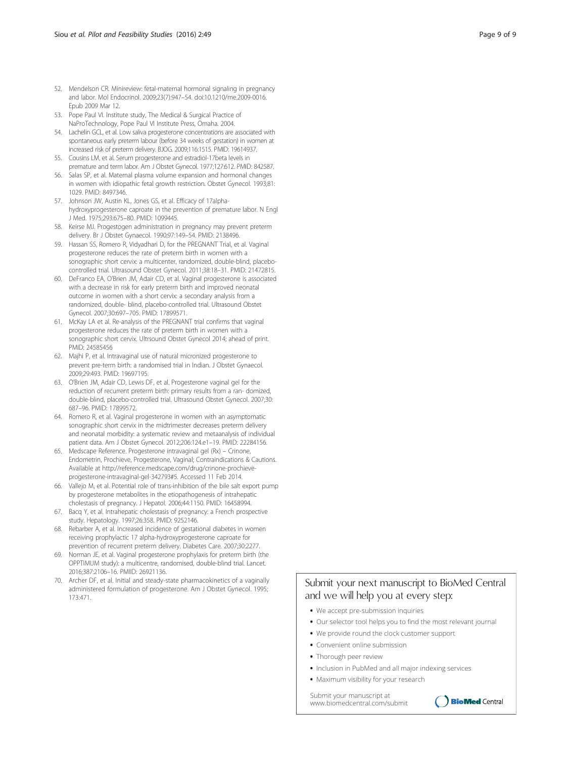52. Mendelson CR. Minireview: fetal-maternal hormonal signaling in pregnancy and labor. Mol Endocrinol. 2009;23(7):947–54. doi:10.1210/me.2009-0016. Epub 2009 Mar 12.
53. Pope Paul VI. Institute study, The Medical & Surgical Practice of NaProTechnology, Pope Paul VI Institute Press, Omaha. 2004.
54. Lachelin GCL, et al. Low saliva progesterone concentrations are associated with spontaneous early preterm labour (before 34 weeks of gestation) in women at increased risk of preterm delivery. BJOG. 2009;116:1515. PMID: 19614937.
55. Cousins LM, et al. Serum progesterone and estradiol-17beta levels in premature and term labor. Am J Obstet Gynecol. 1977;127:612. PMID: 842587.
56. Salas SP, et al. Maternal plasma volume expansion and hormonal changes in women with idiopathic fetal growth restriction. Obstet Gynecol. 1993;81: 1029. PMID: 8497346.
57. Johnson JW, Austin KL, Jones GS, et al. Efficacy of 17alpha-hydroxyprogesterone caproate in the prevention of premature labor. N Engl J Med. 1975;293:675–80. PMID: 1099445.
58. Keirse MJ. Progestogen administration in pregnancy may prevent preterm delivery. Br J Obstet Gynaecol. 1990;97:149–54. PMID: 2138496.
59. Hassan SS, Romero R, Vidyadhari D, for the PREGNANT Trial, et al. Vaginal progesterone reduces the rate of preterm birth in women with a sonographic short cervix: a multicenter, randomized, double-blind, placebo-controlled trial. Ultrasound Obstet Gynecol. 2011;38:18–31. PMID: 21472815.
60. DeFranco EA, O'Brien JM, Adair CD, et al. Vaginal progesterone is associated with a decrease in risk for early preterm birth and improved neonatal outcome in women with a short cervix: a secondary analysis from a randomized, double- blind, placebo-controlled trial. Ultrasound Obstet Gynecol. 2007;30:697–705. PMID: 17899571.
61. McKay LA et al. Re-analysis of the PREGNANT trial confirms that vaginal progesterone reduces the rate of preterm birth in women with a sonographic short cervix. Ultrsound Obstet Gynecol 2014; ahead of print. PMID: 24585456
62. Majhi P, et al. Intravaginal use of natural micronized progesterone to prevent pre-term birth: a randomised trial in Indian. J Obstet Gynaecol. 2009;29:493. PMID: 19697195.
63. O'Brien JM, Adair CD, Lewis DF, et al. Progesterone vaginal gel for the reduction of recurrent preterm birth: primary results from a ran- domized, double-blind, placebo-controlled trial. Ultrasound Obstet Gynecol. 2007;30: 687–96. PMID: 17899572.
64. Romero R, et al. Vaginal progesterone in women with an asymptomatic sonographic short cervix in the midtrimester decreases preterm delivery and neonatal morbidity: a systematic review and metaanalysis of individual patient data. Am J Obstet Gynecol. 2012;206:124.e1–19. PMID: 22284156.
65. Medscape Reference. Progesterone intravaginal gel (Rx) – Crinone, Endometrin, Prochieve, Progesterone, Vaginal; Contraindications & Cautions. Available at http://reference.medscape.com/drug/crinone-prochieve-progesterone-intravaginal-gel-342793#5. Accessed 11 Feb 2014.
66. Vallejo M, et al. Potential role of trans-inhibition of the bile salt export pump by progesterone metabolites in the etiopathogenesis of intrahepatic cholestasis of pregnancy. J Hepatol. 2006;44:1150. PMID: 16458994.
67. Bacq Y, et al. Intrahepatic cholestasis of pregnancy: a French prospective study. Hepatology. 1997;26:358. PMID: 9252146.
68. Rebarber A, et al. Increased incidence of gestational diabetes in women receiving prophylactic 17 alpha-hydroxyprogesterone caproate for prevention of recurrent preterm delivery. Diabetes Care. 2007;30:2277.
69. Norman JE, et al. Vaginal progesterone prophylaxis for preterm birth (the OPPTIMUM study): a multicentre, randomised, double-blind trial. Lancet. 2016;387:2106–16. PMIID: 26921136.
70. Archer DF, et al. Initial and steady-state pharmacokinetics of a vaginally administered formulation of progesterone. Am J Obstet Gynecol. 1995; 173:471.

Submit your next manuscript to BioMed Central and we will help you at every step:

- We accept pre-submission inquiries
- Our selector tool helps you to find the most relevant journal
- We provide round the clock customer support
- Convenient online submission
- Thorough peer review
- Inclusion in PubMed and all major indexing services
- Maximum visibility for your research

Submit your manuscript at www.biomedcentral.com/submit

BioMed Central